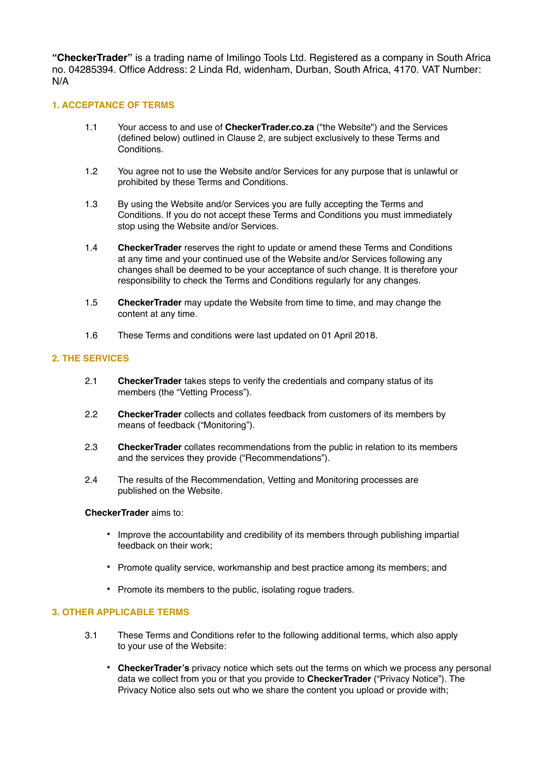**"CheckerTrader"** is a trading name of Imilingo Tools Ltd. Registered as a company in South Africa no. 04285394. Office Address: 2 Linda Rd, widenham, Durban, South Africa, 4170. VAT Number: N/A

## 1. ACCEPTANCE OF TERMS

1.1 Your access to and use of **CheckerTrader.co.za** ("the Website") and the Services (defined below) outlined in Clause 2, are subject exclusively to these Terms and Conditions.

1.2 You agree not to use the Website and/or Services for any purpose that is unlawful or prohibited by these Terms and Conditions.

1.3 By using the Website and/or Services you are fully accepting the Terms and Conditions. If you do not accept these Terms and Conditions you must immediately stop using the Website and/or Services.

1.4 **CheckerTrader** reserves the right to update or amend these Terms and Conditions at any time and your continued use of the Website and/or Services following any changes shall be deemed to be your acceptance of such change. It is therefore your responsibility to check the Terms and Conditions regularly for any changes.

1.5 **CheckerTrader** may update the Website from time to time, and may change the content at any time.

1.6 These Terms and conditions were last updated on 01 April 2018.

## 2. THE SERVICES

2.1 **CheckerTrader** takes steps to verify the credentials and company status of its members (the "Vetting Process").

2.2 **CheckerTrader** collects and collates feedback from customers of its members by means of feedback ("Monitoring").

2.3 **CheckerTrader** collates recommendations from the public in relation to its members and the services they provide ("Recommendations").

2.4 The results of the Recommendation, Vetting and Monitoring processes are published on the Website.

**CheckerTrader** aims to:

- Improve the accountability and credibility of its members through publishing impartial feedback on their work;
- Promote quality service, workmanship and best practice among its members; and
- Promote its members to the public, isolating rogue traders.

## 3. OTHER APPLICABLE TERMS

3.1 These Terms and Conditions refer to the following additional terms, which also apply to your use of the Website:

- **CheckerTrader's** privacy notice which sets out the terms on which we process any personal data we collect from you or that you provide to **CheckerTrader** ("Privacy Notice"). The Privacy Notice also sets out who we share the content you upload or provide with;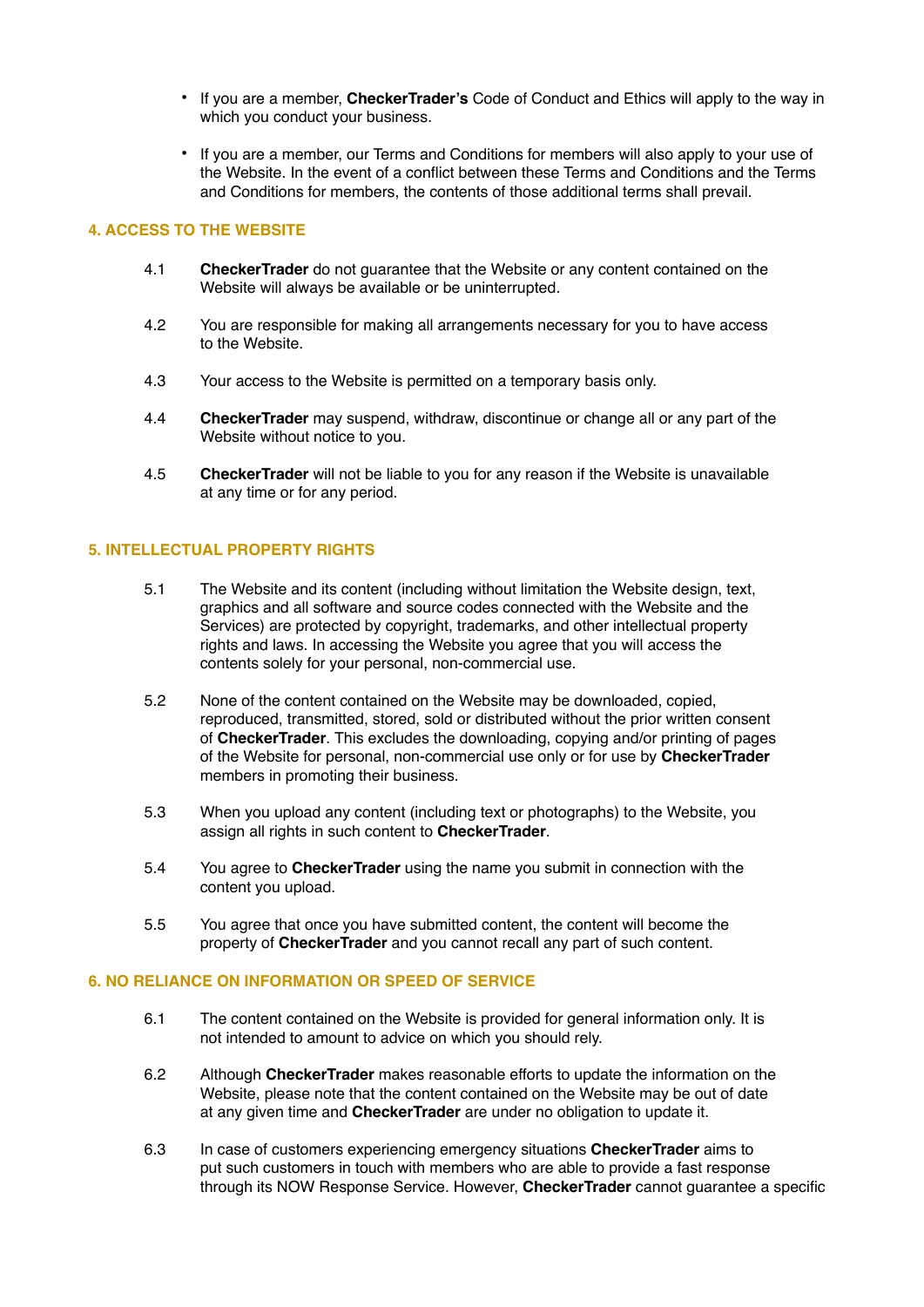- If you are a member, **CheckerTrader's** Code of Conduct and Ethics will apply to the way in which you conduct your business.
- If you are a member, our Terms and Conditions for members will also apply to your use of the Website. In the event of a conflict between these Terms and Conditions and the Terms and Conditions for members, the contents of those additional terms shall prevail.

## 4. ACCESS TO THE WEBSITE

4.1 **CheckerTrader** do not guarantee that the Website or any content contained on the Website will always be available or be uninterrupted.

4.2 You are responsible for making all arrangements necessary for you to have access to the Website.

4.3 Your access to the Website is permitted on a temporary basis only.

4.4 **CheckerTrader** may suspend, withdraw, discontinue or change all or any part of the Website without notice to you.

4.5 **CheckerTrader** will not be liable to you for any reason if the Website is unavailable at any time or for any period.

## 5. INTELLECTUAL PROPERTY RIGHTS

5.1 The Website and its content (including without limitation the Website design, text, graphics and all software and source codes connected with the Website and the Services) are protected by copyright, trademarks, and other intellectual property rights and laws. In accessing the Website you agree that you will access the contents solely for your personal, non-commercial use.

5.2 None of the content contained on the Website may be downloaded, copied, reproduced, transmitted, stored, sold or distributed without the prior written consent of **CheckerTrader**. This excludes the downloading, copying and/or printing of pages of the Website for personal, non-commercial use only or for use by **CheckerTrader** members in promoting their business.

5.3 When you upload any content (including text or photographs) to the Website, you assign all rights in such content to **CheckerTrader**.

5.4 You agree to **CheckerTrader** using the name you submit in connection with the content you upload.

5.5 You agree that once you have submitted content, the content will become the property of **CheckerTrader** and you cannot recall any part of such content.

## 6. NO RELIANCE ON INFORMATION OR SPEED OF SERVICE

6.1 The content contained on the Website is provided for general information only. It is not intended to amount to advice on which you should rely.

6.2 Although **CheckerTrader** makes reasonable efforts to update the information on the Website, please note that the content contained on the Website may be out of date at any given time and **CheckerTrader** are under no obligation to update it.

6.3 In case of customers experiencing emergency situations **CheckerTrader** aims to put such customers in touch with members who are able to provide a fast response through its NOW Response Service. However, **CheckerTrader** cannot guarantee a specific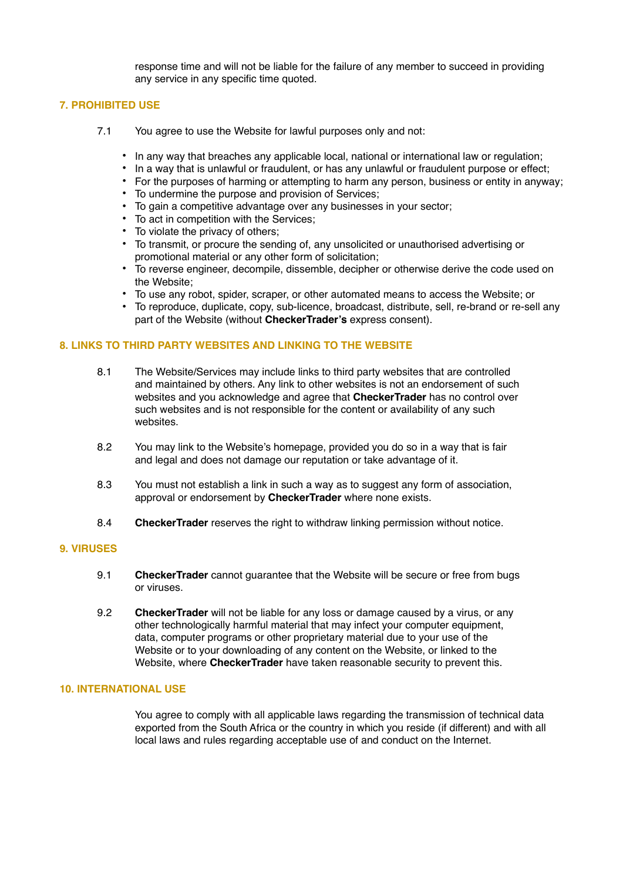response time and will not be liable for the failure of any member to succeed in providing any service in any specific time quoted.

## 7. PROHIBITED USE

7.1 You agree to use the Website for lawful purposes only and not:

- In any way that breaches any applicable local, national or international law or regulation;
- In a way that is unlawful or fraudulent, or has any unlawful or fraudulent purpose or effect;
- For the purposes of harming or attempting to harm any person, business or entity in anyway;
- To undermine the purpose and provision of Services;
- To gain a competitive advantage over any businesses in your sector;
- To act in competition with the Services;
- To violate the privacy of others;
- To transmit, or procure the sending of, any unsolicited or unauthorised advertising or promotional material or any other form of solicitation;
- To reverse engineer, decompile, dissemble, decipher or otherwise derive the code used on the Website;
- To use any robot, spider, scraper, or other automated means to access the Website; or
- To reproduce, duplicate, copy, sub-licence, broadcast, distribute, sell, re-brand or re-sell any part of the Website (without **CheckerTrader's** express consent).

## 8. LINKS TO THIRD PARTY WEBSITES AND LINKING TO THE WEBSITE

8.1 The Website/Services may include links to third party websites that are controlled and maintained by others. Any link to other websites is not an endorsement of such websites and you acknowledge and agree that **CheckerTrader** has no control over such websites and is not responsible for the content or availability of any such websites.

8.2 You may link to the Website's homepage, provided you do so in a way that is fair and legal and does not damage our reputation or take advantage of it.

8.3 You must not establish a link in such a way as to suggest any form of association, approval or endorsement by **CheckerTrader** where none exists.

8.4 **CheckerTrader** reserves the right to withdraw linking permission without notice.

## 9. VIRUSES

9.1 **CheckerTrader** cannot guarantee that the Website will be secure or free from bugs or viruses.

9.2 **CheckerTrader** will not be liable for any loss or damage caused by a virus, or any other technologically harmful material that may infect your computer equipment, data, computer programs or other proprietary material due to your use of the Website or to your downloading of any content on the Website, or linked to the Website, where **CheckerTrader** have taken reasonable security to prevent this.

## 10. INTERNATIONAL USE

You agree to comply with all applicable laws regarding the transmission of technical data exported from the South Africa or the country in which you reside (if different) and with all local laws and rules regarding acceptable use of and conduct on the Internet.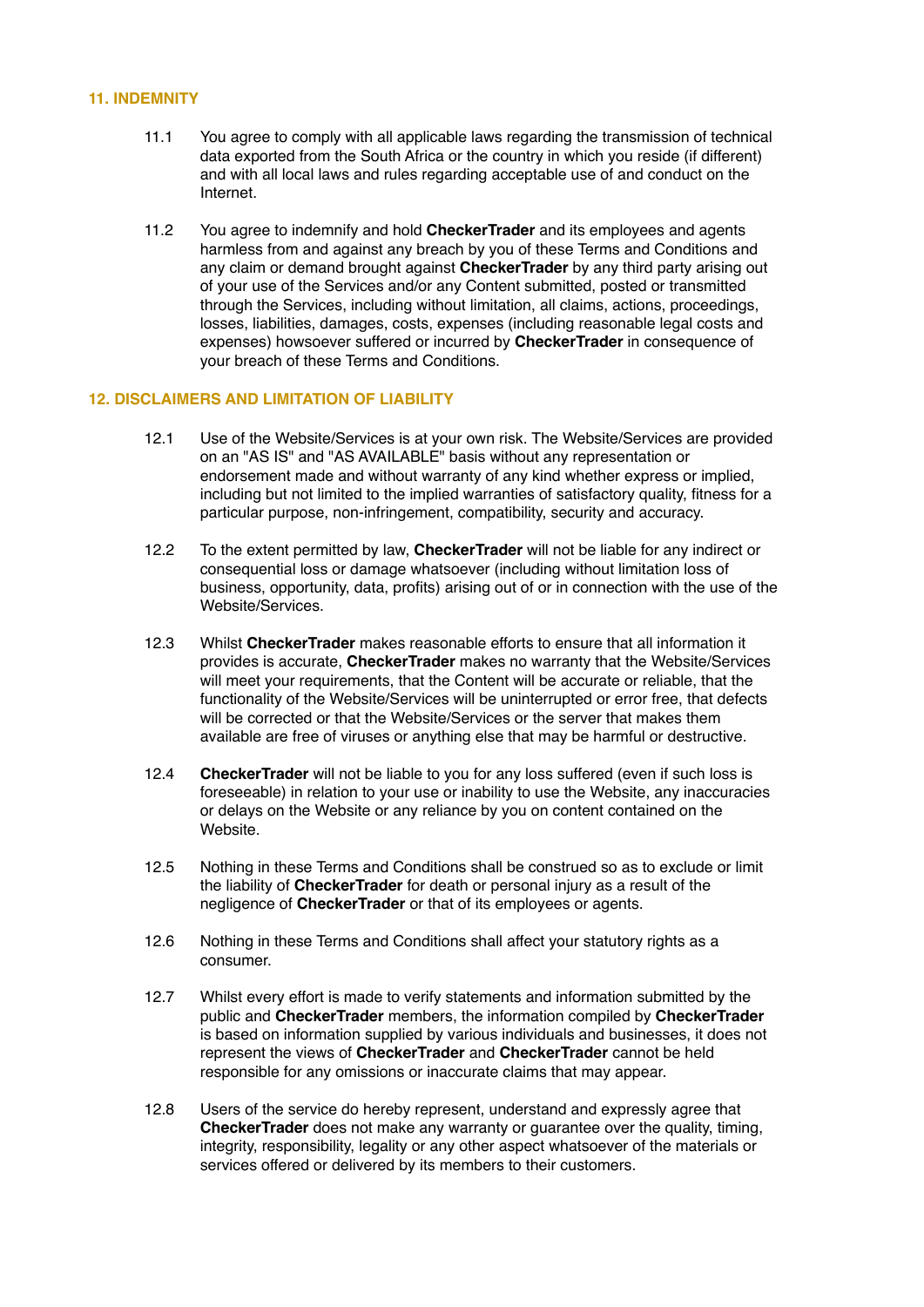## 11. INDEMNITY

11.1 You agree to comply with all applicable laws regarding the transmission of technical data exported from the South Africa or the country in which you reside (if different) and with all local laws and rules regarding acceptable use of and conduct on the Internet.

11.2 You agree to indemnify and hold **CheckerTrader** and its employees and agents harmless from and against any breach by you of these Terms and Conditions and any claim or demand brought against **CheckerTrader** by any third party arising out of your use of the Services and/or any Content submitted, posted or transmitted through the Services, including without limitation, all claims, actions, proceedings, losses, liabilities, damages, costs, expenses (including reasonable legal costs and expenses) howsoever suffered or incurred by **CheckerTrader** in consequence of your breach of these Terms and Conditions.

## 12. DISCLAIMERS AND LIMITATION OF LIABILITY

12.1 Use of the Website/Services is at your own risk. The Website/Services are provided on an "AS IS" and "AS AVAILABLE" basis without any representation or endorsement made and without warranty of any kind whether express or implied, including but not limited to the implied warranties of satisfactory quality, fitness for a particular purpose, non-infringement, compatibility, security and accuracy.

12.2 To the extent permitted by law, **CheckerTrader** will not be liable for any indirect or consequential loss or damage whatsoever (including without limitation loss of business, opportunity, data, profits) arising out of or in connection with the use of the Website/Services.

12.3 Whilst **CheckerTrader** makes reasonable efforts to ensure that all information it provides is accurate, **CheckerTrader** makes no warranty that the Website/Services will meet your requirements, that the Content will be accurate or reliable, that the functionality of the Website/Services will be uninterrupted or error free, that defects will be corrected or that the Website/Services or the server that makes them available are free of viruses or anything else that may be harmful or destructive.

12.4 **CheckerTrader** will not be liable to you for any loss suffered (even if such loss is foreseeable) in relation to your use or inability to use the Website, any inaccuracies or delays on the Website or any reliance by you on content contained on the Website.

12.5 Nothing in these Terms and Conditions shall be construed so as to exclude or limit the liability of **CheckerTrader** for death or personal injury as a result of the negligence of **CheckerTrader** or that of its employees or agents.

12.6 Nothing in these Terms and Conditions shall affect your statutory rights as a consumer.

12.7 Whilst every effort is made to verify statements and information submitted by the public and **CheckerTrader** members, the information compiled by **CheckerTrader** is based on information supplied by various individuals and businesses, it does not represent the views of **CheckerTrader** and **CheckerTrader** cannot be held responsible for any omissions or inaccurate claims that may appear.

12.8 Users of the service do hereby represent, understand and expressly agree that **CheckerTrader** does not make any warranty or guarantee over the quality, timing, integrity, responsibility, legality or any other aspect whatsoever of the materials or services offered or delivered by its members to their customers.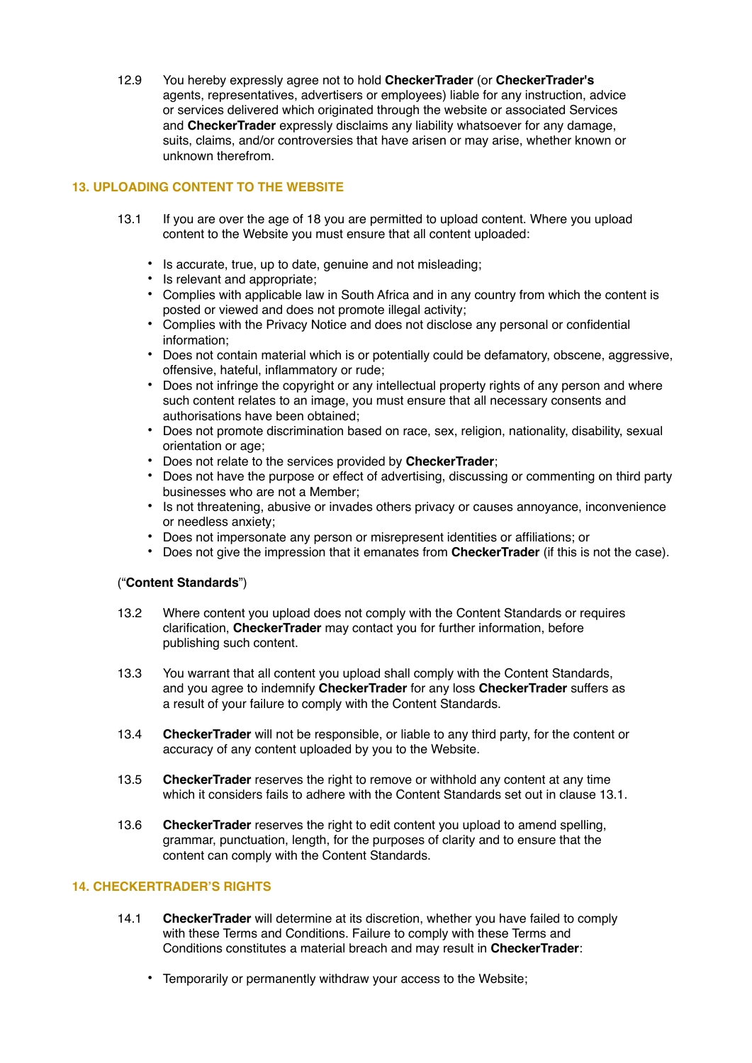12.9 You hereby expressly agree not to hold **CheckerTrader** (or **CheckerTrader's** agents, representatives, advertisers or employees) liable for any instruction, advice or services delivered which originated through the website or associated Services and **CheckerTrader** expressly disclaims any liability whatsoever for any damage, suits, claims, and/or controversies that have arisen or may arise, whether known or unknown therefrom.

## 13. UPLOADING CONTENT TO THE WEBSITE

13.1 If you are over the age of 18 you are permitted to upload content. Where you upload content to the Website you must ensure that all content uploaded:

- Is accurate, true, up to date, genuine and not misleading;
- Is relevant and appropriate;
- Complies with applicable law in South Africa and in any country from which the content is posted or viewed and does not promote illegal activity;
- Complies with the Privacy Notice and does not disclose any personal or confidential information;
- Does not contain material which is or potentially could be defamatory, obscene, aggressive, offensive, hateful, inflammatory or rude;
- Does not infringe the copyright or any intellectual property rights of any person and where such content relates to an image, you must ensure that all necessary consents and authorisations have been obtained;
- Does not promote discrimination based on race, sex, religion, nationality, disability, sexual orientation or age;
- Does not relate to the services provided by **CheckerTrader**;
- Does not have the purpose or effect of advertising, discussing or commenting on third party businesses who are not a Member;
- Is not threatening, abusive or invades others privacy or causes annoyance, inconvenience or needless anxiety;
- Does not impersonate any person or misrepresent identities or affiliations; or
- Does not give the impression that it emanates from **CheckerTrader** (if this is not the case).

("**Content Standards**")

13.2 Where content you upload does not comply with the Content Standards or requires clarification, **CheckerTrader** may contact you for further information, before publishing such content.

13.3 You warrant that all content you upload shall comply with the Content Standards, and you agree to indemnify **CheckerTrader** for any loss **CheckerTrader** suffers as a result of your failure to comply with the Content Standards.

13.4 **CheckerTrader** will not be responsible, or liable to any third party, for the content or accuracy of any content uploaded by you to the Website.

13.5 **CheckerTrader** reserves the right to remove or withhold any content at any time which it considers fails to adhere with the Content Standards set out in clause 13.1.

13.6 **CheckerTrader** reserves the right to edit content you upload to amend spelling, grammar, punctuation, length, for the purposes of clarity and to ensure that the content can comply with the Content Standards.

## 14. CHECKERTRADER'S RIGHTS

14.1 **CheckerTrader** will determine at its discretion, whether you have failed to comply with these Terms and Conditions. Failure to comply with these Terms and Conditions constitutes a material breach and may result in **CheckerTrader**:

- Temporarily or permanently withdraw your access to the Website;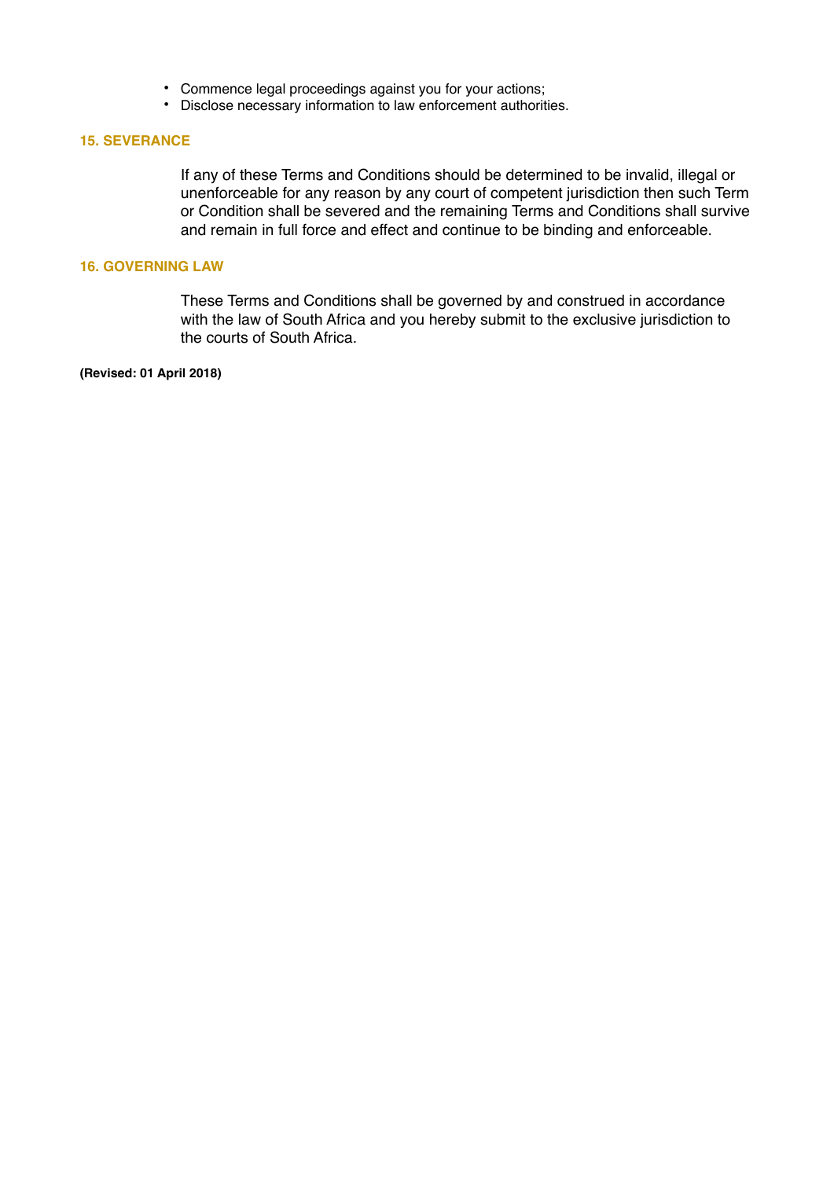- Commence legal proceedings against you for your actions;
- Disclose necessary information to law enforcement authorities.

## 15. SEVERANCE

If any of these Terms and Conditions should be determined to be invalid, illegal or unenforceable for any reason by any court of competent jurisdiction then such Term or Condition shall be severed and the remaining Terms and Conditions shall survive and remain in full force and effect and continue to be binding and enforceable.

## 16. GOVERNING LAW

These Terms and Conditions shall be governed by and construed in accordance with the law of South Africa and you hereby submit to the exclusive jurisdiction to the courts of South Africa.

**(Revised: 01 April 2018)**